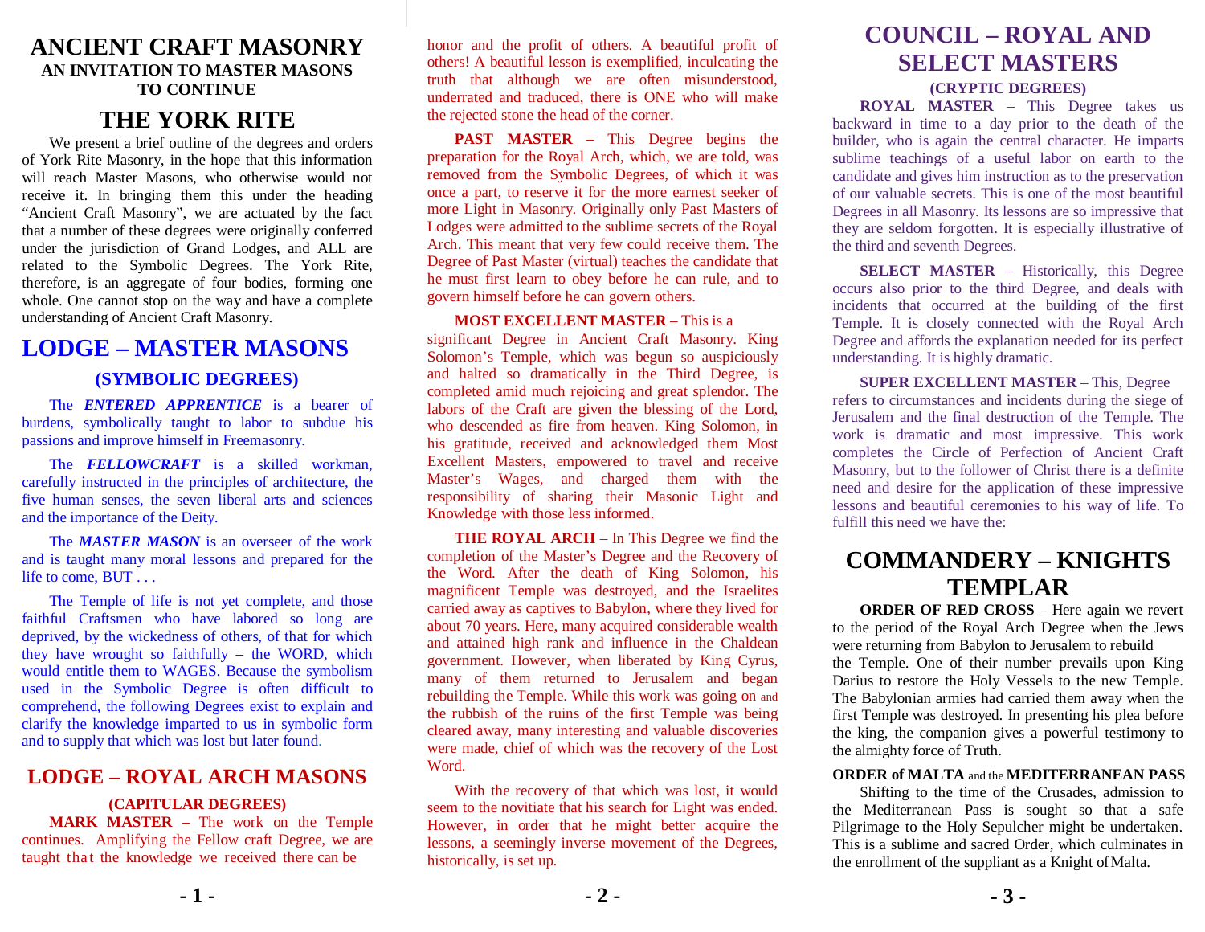# ANCIENT CRAFT MASONRY

### AN INVITATION TO MASTER MASONS TO CONTINUE

## THE YORK RITE

We present a brief outline of the degrees and orders of York Rite Masonry, in the hope that this information will reach Master Masons, who otherwise would not receive it. In bringing them this under the heading "Ancient Craft Masonry", we are actuated by the fact that a number of these degrees were originally conferred under the jurisdiction of Grand Lodges, and ALL are related to the Symbolic Degrees. The York Rite, therefore, is an aggregate of four bodies, forming one whole. One cannot stop on the way and have a complete understanding of Ancient Craft Masonry.

## LODGE – MASTER MASONS

### (SYMBOLIC DEGREES)

The ***ENTERED APPRENTICE*** is a bearer of burdens, symbolically taught to labor to subdue his passions and improve himself in Freemasonry.

The ***FELLOWCRAFT*** is a skilled workman, carefully instructed in the principles of architecture, the five human senses, the seven liberal arts and sciences and the importance of the Deity.

The ***MASTER MASON*** is an overseer of the work and is taught many moral lessons and prepared for the life to come, BUT . . .

The Temple of life is not yet complete, and those faithful Craftsmen who have labored so long are deprived, by the wickedness of others, of that for which they have wrought so faithfully – the WORD, which would entitle them to WAGES. Because the symbolism used in the Symbolic Degree is often difficult to comprehend, the following Degrees exist to explain and clarify the knowledge imparted to us in symbolic form and to supply that which was lost but later found.

## LODGE – ROYAL ARCH MASONS

### (CAPITULAR DEGREES)

**MARK MASTER** – The work on the Temple continues. Amplifying the Fellow craft Degree, we are taught that the knowledge we received there can be honor and the profit of others. A beautiful profit of others! A beautiful lesson is exemplified, inculcating the truth that although we are often misunderstood, underrated and traduced, there is ONE who will make the rejected stone the head of the corner.

**PAST MASTER** – This Degree begins the preparation for the Royal Arch, which, we are told, was removed from the Symbolic Degrees, of which it was once a part, to reserve it for the more earnest seeker of more Light in Masonry. Originally only Past Masters of Lodges were admitted to the sublime secrets of the Royal Arch. This meant that very few could receive them. The Degree of Past Master (virtual) teaches the candidate that he must first learn to obey before he can rule, and to govern himself before he can govern others.

**MOST EXCELLENT MASTER** – This is a significant Degree in Ancient Craft Masonry. King Solomon's Temple, which was begun so auspiciously and halted so dramatically in the Third Degree, is completed amid much rejoicing and great splendor. The labors of the Craft are given the blessing of the Lord, who descended as fire from heaven. King Solomon, in his gratitude, received and acknowledged them Most Excellent Masters, empowered to travel and receive Master's Wages, and charged them with the responsibility of sharing their Masonic Light and Knowledge with those less informed.

**THE ROYAL ARCH** – In This Degree we find the completion of the Master's Degree and the Recovery of the Word. After the death of King Solomon, his magnificent Temple was destroyed, and the Israelites carried away as captives to Babylon, where they lived for about 70 years. Here, many acquired considerable wealth and attained high rank and influence in the Chaldean government. However, when liberated by King Cyrus, many of them returned to Jerusalem and began rebuilding the Temple. While this work was going on and the rubbish of the ruins of the first Temple was being cleared away, many interesting and valuable discoveries were made, chief of which was the recovery of the Lost Word.

With the recovery of that which was lost, it would seem to the novitiate that his search for Light was ended. However, in order that he might better acquire the lessons, a seemingly inverse movement of the Degrees, historically, is set up.

## COUNCIL – ROYAL AND SELECT MASTERS

### (CRYPTIC DEGREES)

**ROYAL MASTER** – This Degree takes us backward in time to a day prior to the death of the builder, who is again the central character. He imparts sublime teachings of a useful labor on earth to the candidate and gives him instruction as to the preservation of our valuable secrets. This is one of the most beautiful Degrees in all Masonry. Its lessons are so impressive that they are seldom forgotten. It is especially illustrative of the third and seventh Degrees.

**SELECT MASTER** – Historically, this Degree occurs also prior to the third Degree, and deals with incidents that occurred at the building of the first Temple. It is closely connected with the Royal Arch Degree and affords the explanation needed for its perfect understanding. It is highly dramatic.

**SUPER EXCELLENT MASTER** – This, Degree refers to circumstances and incidents during the siege of Jerusalem and the final destruction of the Temple. The work is dramatic and most impressive. This work completes the Circle of Perfection of Ancient Craft Masonry, but to the follower of Christ there is a definite need and desire for the application of these impressive lessons and beautiful ceremonies to his way of life. To fulfill this need we have the:

## COMMANDERY – KNIGHTS TEMPLAR

**ORDER OF RED CROSS** – Here again we revert to the period of the Royal Arch Degree when the Jews were returning from Babylon to Jerusalem to rebuild the Temple. One of their number prevails upon King Darius to restore the Holy Vessels to the new Temple. The Babylonian armies had carried them away when the first Temple was destroyed. In presenting his plea before the king, the companion gives a powerful testimony to the almighty force of Truth.

**ORDER of MALTA** and the **MEDITERRANEAN PASS**

Shifting to the time of the Crusades, admission to the Mediterranean Pass is sought so that a safe Pilgrimage to the Holy Sepulcher might be undertaken. This is a sublime and sacred Order, which culminates in the enrollment of the suppliant as a Knight of Malta.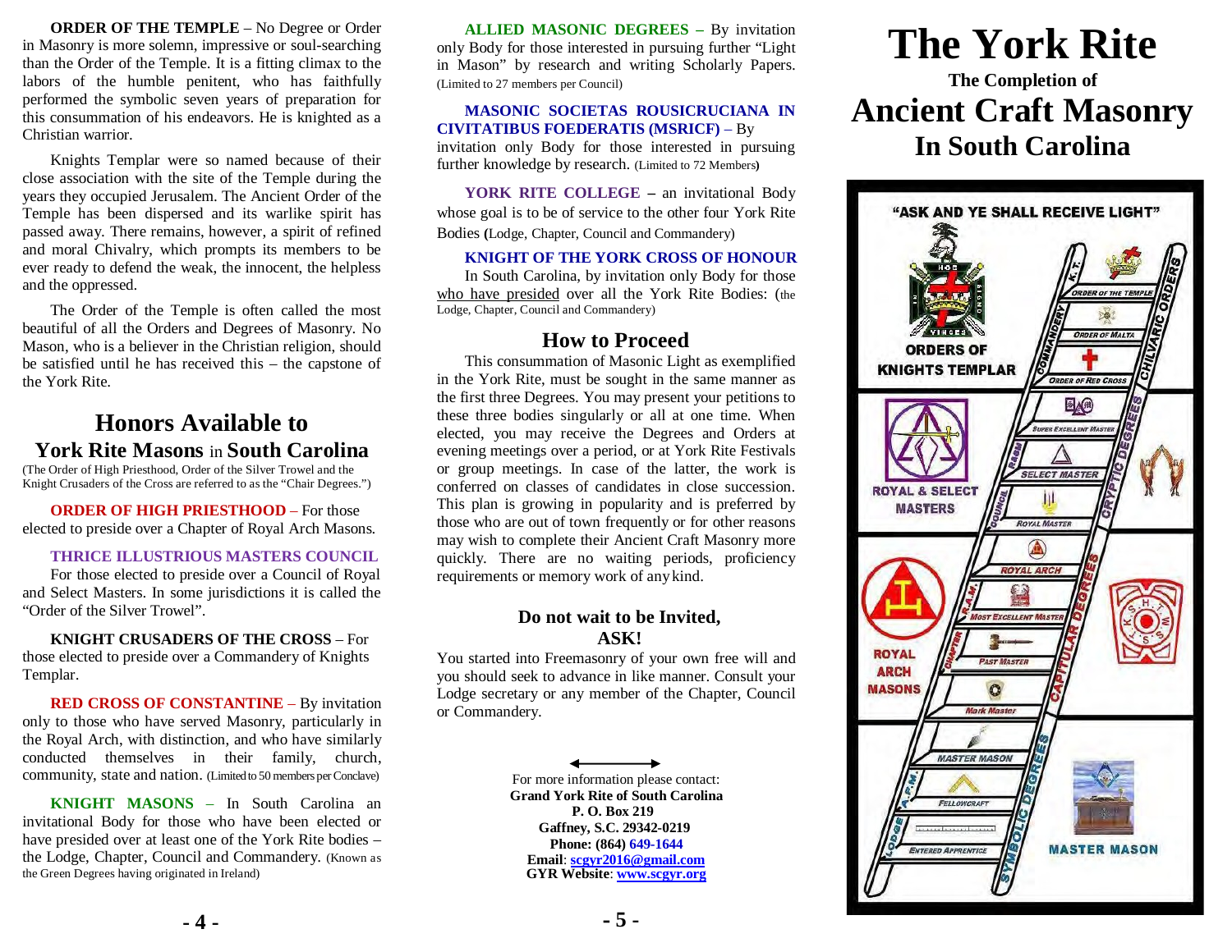**ORDER OF THE TEMPLE** – No Degree or Order in Masonry is more solemn, impressive or soul-searching than the Order of the Temple. It is a fitting climax to the labors of the humble penitent, who has faithfully performed the symbolic seven years of preparation for this consummation of his endeavors. He is knighted as a Christian warrior.

Knights Templar were so named because of their close association with the site of the Temple during the years they occupied Jerusalem. The Ancient Order of the Temple has been dispersed and its warlike spirit has passed away. There remains, however, a spirit of refined and moral Chivalry, which prompts its members to be ever ready to defend the weak, the innocent, the helpless and the oppressed.

The Order of the Temple is often called the most beautiful of all the Orders and Degrees of Masonry. No Mason, who is a believer in the Christian religion, should be satisfied until he has received this – the capstone of the York Rite.

## Honors Available to York Rite Masons in South Carolina

(The Order of High Priesthood, Order of the Silver Trowel and the Knight Crusaders of the Cross are referred to as the "Chair Degrees.")

**ORDER OF HIGH PRIESTHOOD** – For those elected to preside over a Chapter of Royal Arch Masons.

**THRICE ILLUSTRIOUS MASTERS COUNCIL**
For those elected to preside over a Council of Royal and Select Masters. In some jurisdictions it is called the "Order of the Silver Trowel".

**KNIGHT CRUSADERS OF THE CROSS** – For those elected to preside over a Commandery of Knights Templar.

**RED CROSS OF CONSTANTINE** – By invitation only to those who have served Masonry, particularly in the Royal Arch, with distinction, and who have similarly conducted themselves in their family, church, community, state and nation. (Limited to 50 members per Conclave)

**KNIGHT MASONS** – In South Carolina an invitational Body for those who have been elected or have presided over at least one of the York Rite bodies – the Lodge, Chapter, Council and Commandery. (Known as the Green Degrees having originated in Ireland)

**ALLIED MASONIC DEGREES** – By invitation only Body for those interested in pursuing further "Light in Mason" by research and writing Scholarly Papers. (Limited to 27 members per Council)

**MASONIC SOCIETAS ROUSICRUCIANA IN CIVITATIBUS FOEDERATIS (MSRICF)** – By invitation only Body for those interested in pursuing further knowledge by research. (Limited to 72 Members)

**YORK RITE COLLEGE** – an invitational Body whose goal is to be of service to the other four York Rite Bodies (Lodge, Chapter, Council and Commandery)

**KNIGHT OF THE YORK CROSS OF HONOUR**
In South Carolina, by invitation only Body for those who have presided over all the York Rite Bodies: (the Lodge, Chapter, Council and Commandery)

## How to Proceed

This consummation of Masonic Light as exemplified in the York Rite, must be sought in the same manner as the first three Degrees. You may present your petitions to these three bodies singularly or all at one time. When elected, you may receive the Degrees and Orders at evening meetings over a period, or at York Rite Festivals or group meetings. In case of the latter, the work is conferred on classes of candidates in close succession. This plan is growing in popularity and is preferred by those who are out of town frequently or for other reasons may wish to complete their Ancient Craft Masonry more quickly. There are no waiting periods, proficiency requirements or memory work of any kind.

### Do not wait to be Invited, ASK!

You started into Freemasonry of your own free will and you should seek to advance in like manner. Consult your Lodge secretary or any member of the Chapter, Council or Commandery.

For more information please contact:
**Grand York Rite of South Carolina**
**P. O. Box 219**
**Gaffney, S.C. 29342-0219**
**Phone: (864) 649-1644**
**Email**: scgyr2016@gmail.com
**GYR Website**: www.scgyr.org

# The York Rite

### The Completion of

# Ancient Craft Masonry

## In South Carolina

"ASK AND YE SHALL RECEIVE LIGHT"

ORDERS OF KNIGHTS TEMPLAR
ROYAL & SELECT MASTERS
ROYAL ARCH MASONS
MASTER MASON

K.T. COMMANDERY — ORDER OF THE TEMPLE, ORDER OF MALTA, ORDER OF RED CROSS — CHILVARIC ORDERS
R&SM COUNCIL — SUPER EXCELLENT MASTER, SELECT MASTER, ROYAL MASTER — CRYPTIC DEGREES
R.A.M. CHAPTER — ROYAL ARCH, MOST EXCELLENT MASTER, PAST MASTER, Mark Master — CAPITULAR DEGREES
A.F.M. LODGE — MASTER MASON, FELLOWCRAFT, ENTERED APPRENTICE — SYMBOLIC DEGREES